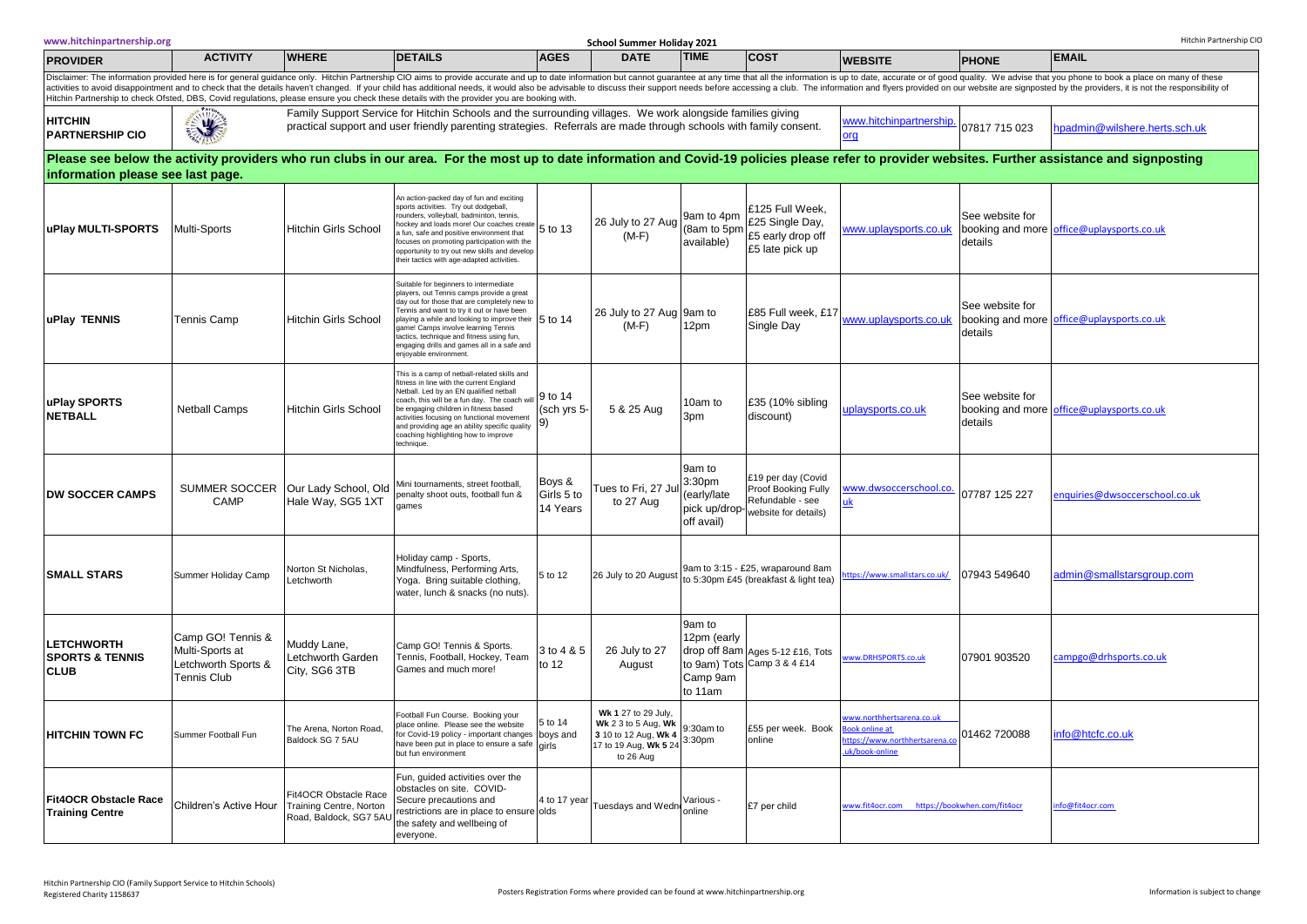**School Summer Holiday 2021**

| PROVIDER | ACTIVITY | WHERE | DETAILS | AGES | DATE | TIME | COST | WEBSITE | PHONE | EMAIL |
|---|---|---|---|---|---|---|---|---|---|---|
| Disclaimer: The information provided here is for general guidance only. Hitchin Partnership CIO aims to provide accurate and up to date information but cannot guarantee at any time that all the information is up to date, accurate or of good quality. We advise that you phone to book a place on many of these activities to avoid disappointment and to check that the details haven't changed. If your child has additional needs, it would also be advisable to discuss their support needs before accessing a club. The information and flyers provided on our website are signposted by the providers, it is not the responsibility of Hitchin Partnership to check Ofsted, DBS, Covid regulations, please ensure you check these details with the provider you are booking with. | | | | | | | | | | |
| **HITCHIN PARTNERSHIP CIO** | | Family Support Service for Hitchin Schools and the surrounding villages. We work alongside families giving practical support and user friendly parenting strategies. Referrals are made through schools with family consent. | | | | | | www.hitchinpartnership.org | 07817 715 023 | hpadmin@wilshere.herts.sch.uk |
| **Please see below the activity providers who run clubs in our area. For the most up to date information and Covid-19 policies please refer to provider websites. Further assistance and signposting information please see last page.** | | | | | | | | | | |
| **uPlay MULTI-SPORTS** | Multi-Sports | Hitchin Girls School | An action-packed day of fun and exciting sports activities. Try out dodgeball, rounders, volleyball, badminton, tennis, hockey and loads more! Our coaches create a fun, safe and positive environment that focuses on promoting participation with the opportunity to try out new skills and develop their tactics with age-adapted activities. | 5 to 13 | 26 July to 27 Aug (M-F) | 9am to 4pm (8am to 5pm available) | £125 Full Week, £25 Single Day, £5 early drop off £5 late pick up | www.uplaysports.co.uk | See website for booking and more details | office@uplaysports.co.uk |
| **uPlay TENNIS** | Tennis Camp | Hitchin Girls School | Suitable for beginners to intermediate players, out Tennis camps provide a great day out for those that are completely new to Tennis and want to try it out or have been playing a while and looking to improve their game! Camps involve learning Tennis tactics, technique and fitness using fun, engaging drills and games all in a safe and enjoyable environment. | 5 to 14 | 26 July to 27 Aug (M-F) | 9am to 12pm | £85 Full week, £17 Single Day | www.uplaysports.co.uk | See website for booking and more details | office@uplaysports.co.uk |
| **uPlay SPORTS NETBALL** | Netball Camps | Hitchin Girls School | This is a camp of netball-related skills and fitness in line with the current England Netball. Led by an EN qualified netball coach, this will be a fun day. The coach will be engaging children in fitness based activities focusing on functional movement and providing age an ability specific quality coaching highlighting how to improve technique. | 9 to 14 (sch yrs 5-9) | 5 & 25 Aug | 10am to 3pm | £35 (10% sibling discount) | uplaysports.co.uk | See website for booking and more details | office@uplaysports.co.uk |
| **DW SOCCER CAMPS** | SUMMER SOCCER CAMP | Our Lady School, Old Hale Way, SG5 1XT | Mini tournaments, street football, penalty shoot outs, football fun & games | Boys & Girls 5 to 14 Years | Tues to Fri, 27 Jul to 27 Aug | 9am to 3:30pm (early/late pick up/drop-off avail) | £19 per day (Covid Proof Booking Fully Refundable - see website for details) | www.dwsoccerschool.co.uk | 07787 125 227 | enquiries@dwsoccerschool.co.uk |
| **SMALL STARS** | Summer Holiday Camp | Norton St Nicholas, Letchworth | Holiday camp - Sports, Mindfulness, Performing Arts, Yoga. Bring suitable clothing, water, lunch & snacks (no nuts). | 5 to 12 | 26 July to 20 August | 9am to 3:15 - £25, wraparound 8am to 5:30pm £45 (breakfast & light tea) | | https://www.smallstars.co.uk/ | 07943 549640 | admin@smallstarsgroup.com |
| **LETCHWORTH SPORTS & TENNIS CLUB** | Camp GO! Tennis & Multi-Sports at Letchworth Sports & Tennis Club | Muddy Lane, Letchworth Garden City, SG6 3TB | Camp GO! Tennis & Sports. Tennis, Football, Hockey, Team Games and much more! | 3 to 4 & 5 to 12 | 26 July to 27 August | 9am to 12pm (early drop off 8am to 9am) Tots Camp 9am to 11am | Ages 5-12 £16, Tots Camp 3 & 4 £14 | www.DRHSPORTS.co.uk | 07901 903520 | campgo@drhsports.co.uk |
| **HITCHIN TOWN FC** | Summer Football Fun | The Arena, Norton Road, Baldock SG 7 5AU | Football Fun Course. Booking your place online. Please see the website for Covid-19 policy - important changes have been put in place to ensure a safe but fun environment | 5 to 14 boys and girls | **Wk 1** 27 to 29 July, **Wk 2** 3 to 5 Aug, **Wk 3** 10 to 12 Aug, **Wk 4** 17 to 19 Aug, **Wk 5** 24 to 26 Aug | 9:30am to 3:30pm | £55 per week. Book online | www.northhertsarena.co.uk Book online at https://www.northhertsarena.co.uk/book-online | 01462 720088 | info@htcfc.co.uk |
| **Fit4OCR Obstacle Race Training Centre** | Children's Active Hour | Fit4OCR Obstacle Race Training Centre, Norton Road, Baldock, SG7 5AU | Fun, guided activities over the obstacles on site. COVID-Secure precautions and restrictions are in place to ensure the safety and wellbeing of everyone. | 4 to 17 year olds | Tuesdays and Wedn | Various - online | £7 per child | www.fit4ocr.com https://bookwhen.com/fit4ocr | | info@fit4ocr.com |

Hitchin Partnership CIO (Family Support Service to Hitchin Schools)
Registered Charity 1158637

Posters Registration Forms where provided can be found at www.hitchinpartnership.org

Information is subject to change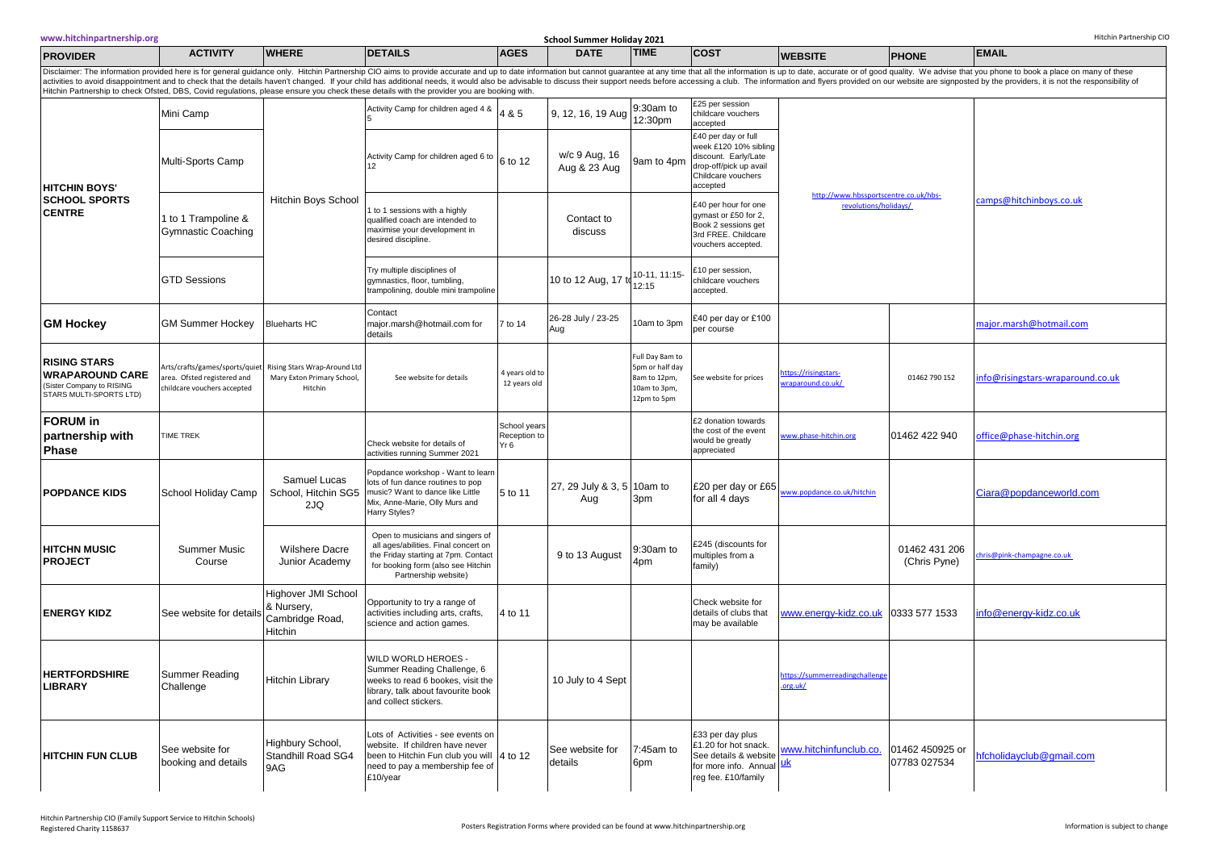# School Summer Holiday 2021

| PROVIDER | ACTIVITY | WHERE | DETAILS | AGES | DATE | TIME | COST | WEBSITE | PHONE | EMAIL |
|---|---|---|---|---|---|---|---|---|---|---|

Disclaimer: The information provided here is for general guidance only. Hitchin Partnership CIO aims to provide accurate and up to date information but cannot guarantee at any time that all the information is up to date, accurate or of good quality. We advise that you phone to book a place on many of these activities to avoid disappointment and to check that the details haven't changed. If your child has additional needs, it would also be advisable to discuss their support needs before accessing a club. The information and flyers provided on our website are signposted by the providers, it is not the responsibility of Hitchin Partnership to check Ofsted, DBS, Covid regulations, please ensure you check these details with the provider you are booking with.

| PROVIDER | ACTIVITY | WHERE | DETAILS | AGES | DATE | TIME | COST | WEBSITE | PHONE | EMAIL |
|---|---|---|---|---|---|---|---|---|---|---|
| **HITCHIN BOYS' SCHOOL SPORTS CENTRE** | Mini Camp | Hitchin Boys School | Activity Camp for children aged 4 & 5 | 4 & 5 | 9, 12, 16, 19 Aug | 9:30am to 12:30pm | £25 per session childcare vouchers accepted | http://www.hbssportscentre.co.uk/hbs-revolutions/holidays/ | | camps@hitchinboys.co.uk |
| | Multi-Sports Camp | | Activity Camp for children aged 6 to 12 | 6 to 12 | w/c 9 Aug, 16 Aug & 23 Aug | 9am to 4pm | £40 per day or full week £120 10% sibling discount. Early/Late drop-off/pick up avail Childcare vouchers accepted | | | |
| | 1 to 1 Trampoline & Gymnastic Coaching | | 1 to 1 sessions with a highly qualified coach are intended to maximise your development in desired discipline. | | Contact to discuss | | £40 per hour for one gymast or £50 for 2, Book 2 sessions get 3rd FREE. Childcare vouchers accepted. | | | |
| | GTD Sessions | | Try multiple disciplines of gymnastics, floor, tumbling, trampolining, double mini trampoline | | 10 to 12 Aug, 17 to | 10-11, 11:15-12:15 | £10 per session, childcare vouchers accepted. | | | |
| **GM Hockey** | GM Summer Hockey | Bluehearts HC | Contact major.marsh@hotmail.com for details | 7 to 14 | 26-28 July / 23-25 Aug | 10am to 3pm | £40 per day or £100 per course | | | major.marsh@hotmail.com |
| **RISING STARS WRAPAROUND CARE** (Sister Company to RISING STARS MULTI-SPORTS LTD) | Arts/crafts/games/sports/quiet area. Ofsted registered and childcare vouchers accepted | Rising Stars Wrap-Around Ltd Mary Exton Primary School, Hitchin | See website for details | 4 years old to 12 years old | | Full Day 8am to 5pm or half day 8am to 12pm, 10am to 3pm, 12pm to 5pm | See website for prices | https://risingstars-wraparound.co.uk/ | 01462 790 152 | info@risingstars-wraparound.co.uk |
| **FORUM in partnership with Phase** | TIME TREK | | Check website for details of activities running Summer 2021 | School years Reception to Yr 6 | | | £2 donation towards the cost of the event would be greatly appreciated | www.phase-hitchin.org | 01462 422 940 | office@phase-hitchin.org |
| **POPDANCE KIDS** | School Holiday Camp | Samuel Lucas School, Hitchin SG5 2JQ | Popdance workshop - Want to learn lots of fun dance routines to pop music? Want to dance like Little Mix, Anne-Marie, Olly Murs and Harry Styles? | 5 to 11 | 27, 29 July & 3, 5 Aug | 10am to 3pm | £20 per day or £65 for all 4 days | www.popdance.co.uk/hitchin | | Ciara@popdanceworld.com |
| **HITCHN MUSIC PROJECT** | Summer Music Course | Wilshere Dacre Junior Academy | Open to musicians and singers of all ages/abilities. Final concert on the Friday starting at 7pm. Contact for booking form (also see Hitchin Partnership website) | | 9 to 13 August | 9:30am to 4pm | £245 (discounts for multiples from a family) | | 01462 431 206 (Chris Pyne) | chris@pink-champagne.co.uk |
| **ENERGY KIDZ** | See website for details | Highover JMI School & Nursery, Cambridge Road, Hitchin | Opportunity to try a range of activities including arts, crafts, science and action games. | 4 to 11 | | | Check website for details of clubs that may be available | www.energy-kidz.co.uk | 0333 577 1533 | info@energy-kidz.co.uk |
| **HERTFORDSHIRE LIBRARY** | Summer Reading Challenge | Hitchin Library | WILD WORLD HEROES - Summer Reading Challenge, 6 weeks to read 6 bookes, visit the library, talk about favourite book and collect stickers. | | 10 July to 4 Sept | | | https://summerreadingchallenge.org.uk/ | | |
| **HITCHIN FUN CLUB** | See website for booking and details | Highbury School, Standhill Road SG4 9AG | Lots of Activities - see events on website. If children have never been to Hitchin Fun club you will need to pay a membership fee of £10/year | 4 to 12 | See website for details | 7:45am to 6pm | £33 per day plus £1.20 for hot snack. See details & website for more info. Annual reg fee. £10/family | www.hitchinfunclub.co.uk | 01462 450925 or 07783 027534 | hfcholidayclub@gmail.com |

Hitchin Partnership CIO (Family Support Service to Hitchin Schools)
Registered Charity 1158637

Posters Registration Forms where provided can be found at www.hitchinpartnership.org

Information is subject to change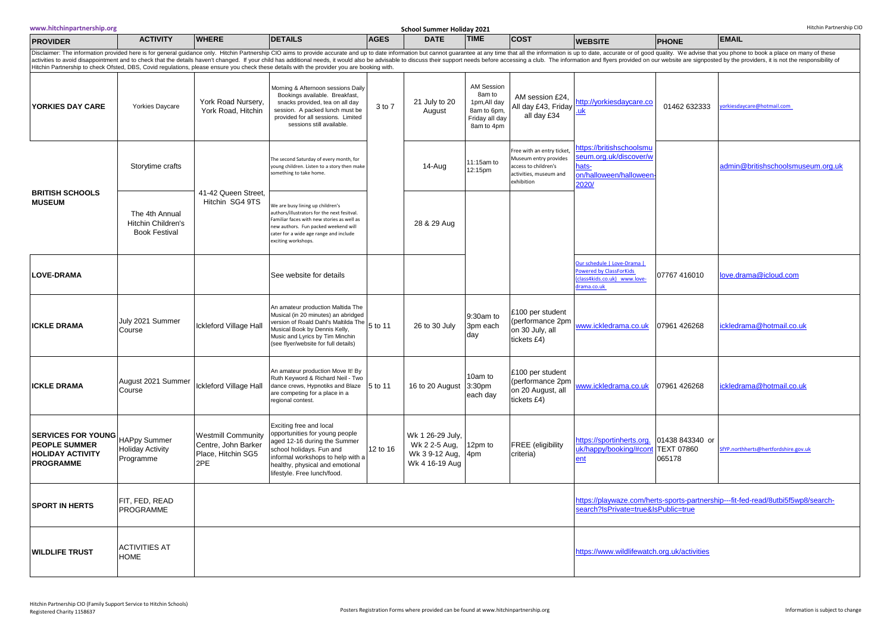# School Summer Holiday 2021

| PROVIDER | ACTIVITY | WHERE | DETAILS | AGES | DATE | TIME | COST | WEBSITE | PHONE | EMAIL |
|---|---|---|---|---|---|---|---|---|---|---|
| Disclaimer: The information provided here is for general guidance only. Hitchin Partnership CIO aims to provide accurate and up to date information but cannot guarantee at any time that all the information is up to date, accurate or of good quality. We advise that you phone to book a place on many of these activities to avoid disappointment and to check that the details haven't changed. If your child has additional needs, it would also be advisable to discuss their support needs before accessing a club. The information and flyers provided on our website are signposted by the providers, it is not the responsibility of Hitchin Partnership to check Ofsted, DBS, Covid regulations, please ensure you check these details with the provider you are booking with. | | | | | | | | | | |
| **YORKIES DAY CARE** | Yorkies Daycare | York Road Nursery, York Road, Hitchin | Morning & Afternoon sessions Daily Bookings available. Breakfast, snacks provided, tea on all day session. A packed lunch must be provided for all sessions. Limited sessions still available. | 3 to 7 | 21 July to 20 August | AM Session 8am to 1pm,All day 8am to 6pm, Friday all day 8am to 4pm | AM session £24, All day £43, Friday all day £34 | http://yorkiesdaycare.co.uk | 01462 632333 | yorkiesdaycare@hotmail.com |
| **BRITISH SCHOOLS MUSEUM** | Storytime crafts | 41-42 Queen Street, Hitchin SG4 9TS | The second Saturday of every month, for young children. Listen to a story then make something to take home. | | 14-Aug | 11:15am to 12:15pm | Free with an entry ticket, Museum entry provides access to children's activities, museum and exhibition | https://britishschoolsmuseum.org.uk/discover/whats-on/halloween/halloween-2020/ | | admin@britishschoolsmuseum.org.uk |
| | The 4th Annual Hitchin Children's Book Festival | | We are busy lining up children's authors/illustrators for the next fesitval. Familiar faces with new stories as well as new authors. Fun packed weekend will cater for a wide age range and include exciting workshops. | | 28 & 29 Aug | | | | | |
| **LOVE-DRAMA** | | | See website for details | | | | | Our schedule \| Love-Drama \| Powered by ClassForKids (class4kids.co.uk) www.love-drama.co.uk | 07767 416010 | love.drama@icloud.com |
| **ICKLE DRAMA** | July 2021 Summer Course | Ickleford Village Hall | An amateur production Maltida The Musical (in 20 minutes) an abridged version of Roald Dahl's Maltilda The Musical Book by Dennis Kelly, Music and Lyrics by Tim Minchin (see flyer/website for full details) | 5 to 11 | 26 to 30 July | 9:30am to 3pm each day | £100 per student (performance 2pm on 30 July, all tickets £4) | www.ickledrama.co.uk | 07961 426268 | ickledrama@hotmail.co.uk |
| **ICKLE DRAMA** | August 2021 Summer Course | Ickleford Village Hall | An amateur production Move It! By Ruth Keyword & Richard Neil - Two dance crews, Hypnotiks and Blaze are competing for a place in a regional contest. | 5 to 11 | 16 to 20 August | 10am to 3:30pm each day | £100 per student (performance 2pm on 20 August, all tickets £4) | www.ickledrama.co.uk | 07961 426268 | ickledrama@hotmail.co.uk |
| **SERVICES FOR YOUNG PEOPLE SUMMER HOLIDAY ACTIVITY PROGRAMME** | HAPpy Summer Holiday Activity Programme | Westmill Community Centre, John Barker Place, Hitchin SG5 2PE | Exciting free and local opportunities for young people aged 12-16 during the Summer school holidays. Fun and informal workshops to help with a healthy, physical and emotional lifestyle. Free lunch/food. | 12 to 16 | Wk 1 26-29 July, Wk 2 2-5 Aug, Wk 3 9-12 Aug, Wk 4 16-19 Aug | 12pm to 4pm | FREE (eligibility criteria) | https://sportinherts.org.uk/happy/booking/#content | 01438 843340 or TEXT 07860 065178 | SfYP.northherts@hertfordshire.gov.uk |
| **SPORT IN HERTS** | FIT, FED, READ PROGRAMME | | | | | | | https://playwaze.com/herts-sports-partnership---fit-fed-read/8utbi5f5wp8/search-search?IsPrivate=true&IsPublic=true | | |
| **WILDLIFE TRUST** | ACTIVITIES AT HOME | | | | | | | https://www.wildlifewatch.org.uk/activities | | |

Hitchin Partnership CIO (Family Support Service to Hitchin Schools)
Registered Charity 1158637

Posters Registration Forms where provided can be found at www.hitchinpartnership.org

Information is subject to change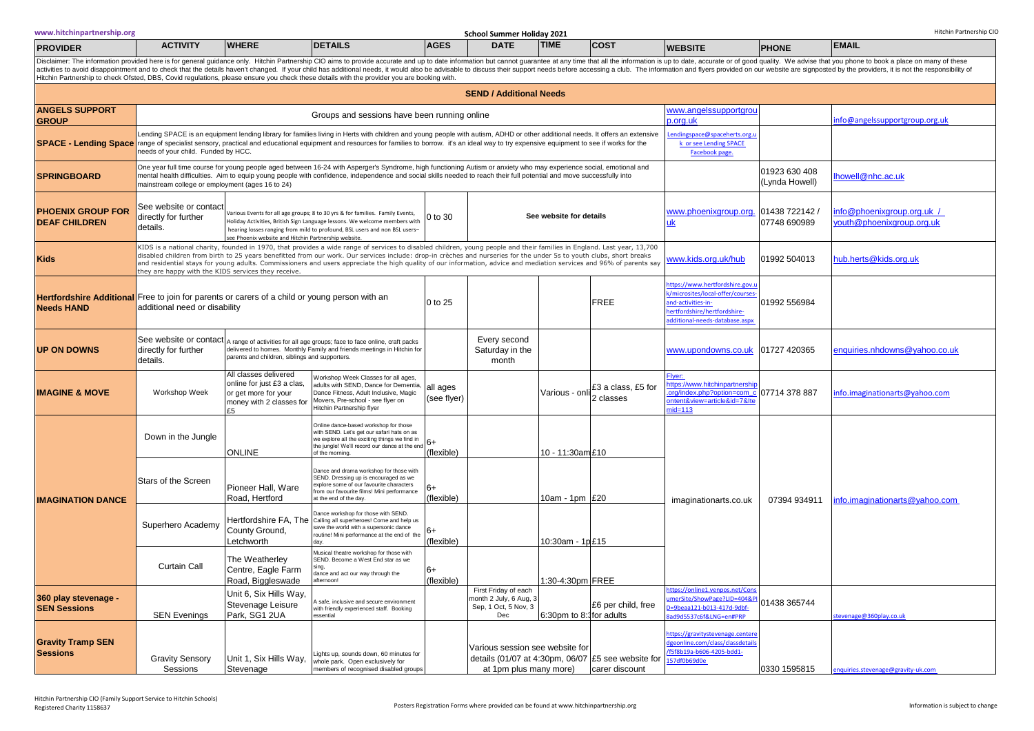| PROVIDER | ACTIVITY | WHERE | DETAILS | AGES | DATE | TIME | COST | WEBSITE | PHONE | EMAIL |
|---|---|---|---|---|---|---|---|---|---|---|
| Disclaimer: The information provided here is for general guidance only. Hitchin Partnership CIO aims to provide accurate and up to date information but cannot guarantee at any time that all the information is up to date, accurate or of good quality. We advise that you phone to book a place on many of these activities to avoid disappointment and to check that the details haven't changed. If your child has additional needs, it would also be advisable to discuss their support needs before accessing a club. The information and flyers provided on our website are signposted by the providers, it is not the responsibility of Hitchin Partnership to check Ofsted, DBS, Covid regulations, please ensure you check these details with the provider you are booking with. | | | | | | | | | | |
| **SEND / Additional Needs** | | | | | | | | | | |
| **ANGELS SUPPORT GROUP** | Groups and sessions have been running online | | | | | | | www.angelssupportgroup.org.uk | | info@angelssupportgroup.org.uk |
| **SPACE - Lending Space** | Lending SPACE is an equipment lending library for families living in Herts with children and young people with autism, ADHD or other additional needs. It offers an extensive range of specialist sensory, practical and educational equipment and resources for families to borrow. it's an ideal way to try expensive equipment to see if works for the needs of your child. Funded by HCC. | | | | | | | Lendingspace@spaceherts.org.uk or see Lending SPACE Facebook page. | | |
| **SPRINGBOARD** | One year full time course for young people aged between 16-24 with Asperger's Syndrome, high functioning Autism or anxiety who may experience social, emotional and mental health difficulties. Aim to equip young people with confidence, independence and social skills needed to reach their full potential and move successfully into mainstream college or employment (ages 16 to 24) | | | | | | | | 01923 630 408 (Lynda Howell) | lhowell@nhc.ac.uk |
| **PHOENIX GROUP FOR DEAF CHILDREN** | See website or contact directly for further details. | | Various Events for all age groups; 8 to 30 yrs & for families. Family Events, Holiday Activities, British Sign Language lessons. We welcome members with hearing losses ranging from mild to profound, BSL users and non BSL users– see Phoenix website and Hitchin Partnership website. | 0 to 30 | See website for details | | | www.phoenixgroup.org.uk | 01438 722142 / 07748 690989 | info@phoenixgroup.org.uk / youth@phoenixgroup.org.uk |
| **Kids** | KIDS is a national charity, founded in 1970, that provides a wide range of services to disabled children, young people and their families in England. Last year, 13,700 disabled children from birth to 25 years benefitted from our work. Our services include: drop-in crèches and nurseries for the under 5s to youth clubs, short breaks and residential stays for young adults. Commissioners and users appreciate the high quality of our information, advice and mediation services and 96% of parents say they are happy with the KIDS services they receive. | | | | | | | www.kids.org.uk/hub | 01992 504013 | hub.herts@kids.org.uk |
| **Hertfordshire Additional Needs HAND** | Free to join for parents or carers of a child or young person with an additional need or disability | | | 0 to 25 | | | FREE | https://www.hertfordshire.gov.uk/microsites/local-offer/courses-and-activities-in-hertfordshire/hertfordshire-additional-needs-database.aspx | 01992 556984 | |
| **UP ON DOWNS** | See website or contact directly for further details. | | A range of activities for all age groups; face to face online, craft packs delivered to homes. Monthly Family and friends meetings in Hitchin for parents and children, siblings and supporters. | | Every second Saturday in the month | | | www.upondowns.co.uk | 01727 420365 | enquiries.nhdowns@yahoo.co.uk |
| **IMAGINE & MOVE** | Workshop Week | All classes delivered online for just £3 a clas, or get more for your money with 2 classes for £5 | Workshop Week Classes for all ages, adults with SEND, Dance for Dementia, Dance Fitness, Adult Inclusive, Magic Movers, Pre-school - see flyer on Hitchin Partnership flyer | all ages (see flyer) | | Various - onli | £3 a class, £5 for 2 classes | Flyer: https://www.hitchinpartnership.org/index.php?option=com_content&view=article&id=7&Itemid=113 | 07714 378 887 | info.imaginationarts@yahoo.com |
| **IMAGINATION DANCE** | Down in the Jungle | ONLINE | Online dance-based workshop for those with SEND. Let's get our safari hats on as we explore all the exciting things we find in the jungle! We'll record our dance at the end of the morning. | 6+ (flexible) | | 10 - 11:30am | £10 | imaginationarts.co.uk | 07394 934911 | info.imaginationarts@yahoo.com |
| | Stars of the Screen | Pioneer Hall, Ware Road, Hertford | Dance and drama workshop for those with SEND. Dressing up is encouraged as we explore some of our favourite characters from our favourite films! Mini performance at the end of the day. | 6+ (flexible) | | 10am - 1pm | £20 | | | |
| | Superhero Academy | Hertfordshire FA, The County Ground, Letchworth | Dance workshop for those with SEND. Calling all superheroes! Come and help us save the world with a supersonic dance routine! Mini performance at the end of the day. | 6+ (flexible) | | 10:30am - 1p | £15 | | | |
| | Curtain Call | The Weatherley Centre, Eagle Farm Road, Biggleswade | Musical theatre workshop for those with SEND. Become a West End star as we sing, dance and act our way through the afternoon! | 6+ (flexible) | | 1:30-4:30pm | FREE | | | |
| **360 play stevenage - SEN Sessions** | SEN Evenings | Unit 6, Six Hills Way, Stevenage Leisure Park, SG1 2UA | A safe, inclusive and secure environment with friendly experienced staff. Booking essential | | First Friday of each month 2 July, 6 Aug, 3 Sep, 1 Oct, 5 Nov, 3 Dec | 6:30pm to 8: | £6 per child, free for adults | https://online1.venpos.net/ConsumerSite/ShowPage?LID=404&PID=9beaa121-b013-417d-9dbf-8ad9d5537c6f&LNG=en#PRP | 01438 365744 | stevenage@360play.co.uk |
| **Gravity Tramp SEN Sessions** | Gravity Sensory Sessions | Unit 1, Six Hills Way, Stevenage | Lights up, sounds down, 60 minutes for whole park. Open exclusively for members of recognised disabled groups | | Various session see website for details (01/07 at 4:30pm, 06/07 at 1pm plus many more) | | £5 see website for carer discount | https://gravitystevenage.centeredgeonline.com/class/classdetails/f5f8b19a-b606-4205-bdd1-157df0b69d0e | 0330 1595815 | enquiries.stevenage@gravity-uk.com |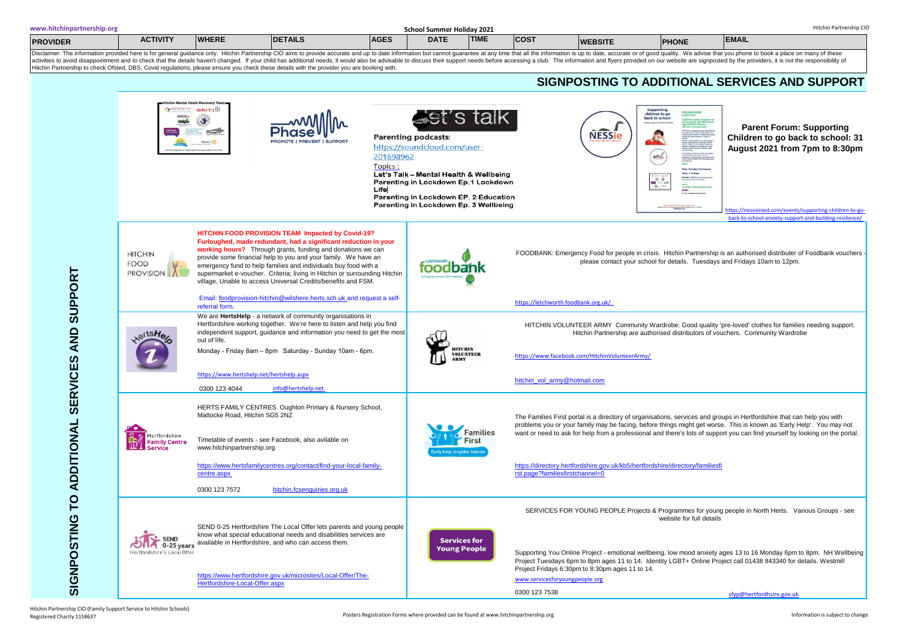| PROVIDER | ACTIVITY | WHERE | DETAILS | AGES | DATE | TIME | COST | WEBSITE | PHONE | EMAIL |
|---|---|---|---|---|---|---|---|---|---|---|

Disclaimer: The information provided here is for general guidance only. Hitchin Partnership CIO aims to provide accurate and up to date information but cannot guarantee at any time that all the information is up to date, accurate or of good quality. We advise that you phone to book a place on many of these activities to avoid disappointment and to check that the details haven't changed. If your child has additional needs, it would also be advisable to discuss their support needs before accessing a club. The information and flyers provided on our website are signposted by the providers, it is not the responsibility of Hitchin Partnership to check Ofsted, DBS, Covid regulations, please ensure you check these details with the provider you are booking with.

# SIGNPOSTING TO ADDITIONAL SERVICES AND SUPPORT

**Parenting podcasts:**
https://soundcloud.com/user-201698962

Topics :
**Let's Talk – Mental Health & Wellbeing**
**Parenting in Lockdown Ep.1 Lockdown Life**
**Parenting in Lockdown EP. 2 Education**
**Parenting in Lockdown Ep. 3 Wellbeing**

**Parent Forum: Supporting Children to go back to school: 31 August 2021 from 7pm to 8:30pm**

https://nessieined.com/events/supporting-children-to-go-back-to-school-anxiety-support-and-building-resilience/

**HITCHIN FOOD PROVISION TEAM Impacted by Covid-19? Furloughed, made redundant, had a significant reduction in your working hours?** Through grants, funding and donations we can provide some financial help to you and your family. We have an emergency fund to help families and individuals buy food with a supermarket e-voucher. Criteria; living in Hitchin or surrounding Hitchin village, Unable to access Universal Credits/benefits and FSM.

Email: foodprovision-hitchin@wilshere.herts.sch.uk and request a self-referral form.

FOODBANK: Emergency Food for people in crisis. Hitchin Partnership is an authorised distributer of Foodbank vouchers - please contact your school for details. Tuesdays and Fridays 10am to 12pm.

https://letchworth.foodbank.org.uk/

We are **HertsHelp** - a network of community organisations in Hertfordshire working together. We're here to listen and help you find independent support, guidance and information you need to get the most out of life.

Monday - Friday 8am – 8pm Saturday - Sunday 10am - 6pm.

https://www.hertshelp.net/hertshelp.aspx

0300 123 4044 info@hertshelp.net

HITCHIN VOLUNTEER ARMY Community Wardrobe: Good quality 'pre-loved' clothes for families needing support. Hitchin Partnership are authorised distributors of vouchers. Community Wardrobe

https://www.facebook.com/HitchinVolunteerArmy/

hitchin_vol_army@hotmail.com

HERTS FAMILY CENTRES Oughton Primary & Nursery School, Mattocke Road, Hitchin SG5 2NZ

Timetable of events - see Facebook, also avilable on www.hitchinpartnership.org

https://www.hertsfamilycentres.org/contact/find-your-local-family-centre.aspx

0300 123 7572 hitchin.fcsenquiries.org.uk

The Families First portal is a directory of organisations, services and groups in Hertfordshire that can help you with problems you or your family may be facing, before things might get worse. This is known as 'Early Help'. You may not want or need to ask for help from a professional and there's lots of support you can find yourself by looking on the portal.

https://directory.hertfordshire.gov.uk/kb5/hertfordshire/directory/familiesfirst.page?familiesfirstchannel=0

SEND 0-25 Hertfordshire The Local Offer lets parents and young people know what special educational needs and disabilities services are available in Hertfordshire, and who can access them.

https://www.hertfordshire.gov.uk/microsites/Local-Offer/The-Hertfordshire-Local-Offer.aspx

SERVICES FOR YOUNG PEOPLE Projects & Programmes for young people in North Herts. Various Groups - see website for full details

Supporting You Online Project - emotional wellbeing, low mood anxiety ages 13 to 16 Monday 6pm to 8pm. NH Wellbeing Project Tuesdays 6pm to 8pm ages 11 to 14. Identity LGBT+ Online Project call 01438 843340 for details. Westmill Project Fridays 6:30pm to 8:30pm ages 11 to 14.

www.servicesforyoungpeople.org

0300 123 7538 sfyp@hertfordhsire.gov.uk

Hitchin Partnership CIO (Family Support Service to Hitchin Schools)
Registered Charity 1158637

Posters Registration Forms where provided can be found at www.hitchinpartnership.org

Information is subject to change